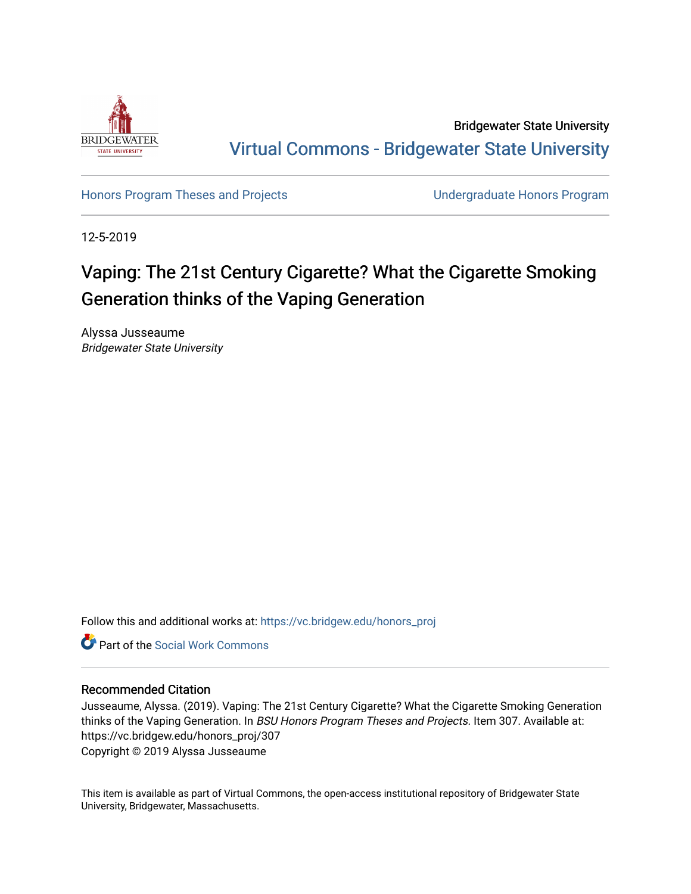Bridgewater State University

Virtual Commons - Bridgewater State University

Honors Program Theses and Projects

Undergraduate Honors Program

12-5-2019

# Vaping: The 21st Century Cigarette? What the Cigarette Smoking Generation thinks of the Vaping Generation

Alyssa Jusseaume
*Bridgewater State University*

Follow this and additional works at: https://vc.bridgew.edu/honors_proj

Part of the Social Work Commons

## Recommended Citation

Jusseaume, Alyssa. (2019). Vaping: The 21st Century Cigarette? What the Cigarette Smoking Generation thinks of the Vaping Generation. In *BSU Honors Program Theses and Projects.* Item 307. Available at: https://vc.bridgew.edu/honors_proj/307
Copyright © 2019 Alyssa Jusseaume

This item is available as part of Virtual Commons, the open-access institutional repository of Bridgewater State University, Bridgewater, Massachusetts.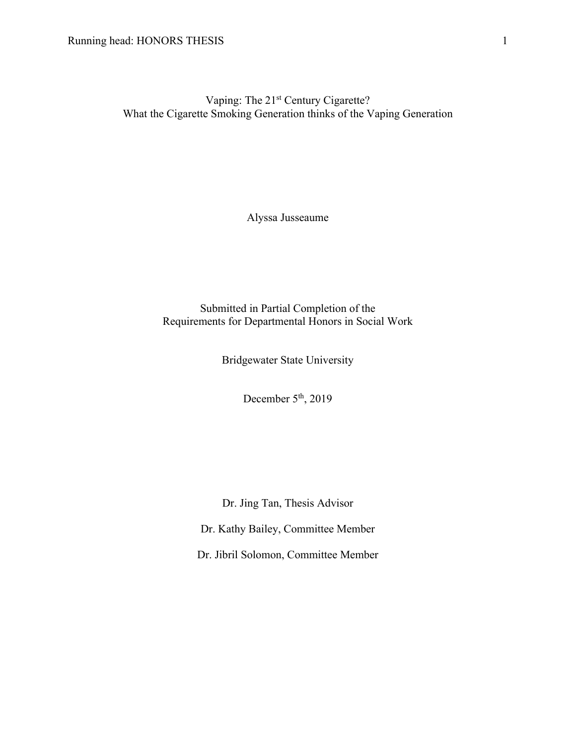# Vaping: The 21st Century Cigarette?

## What the Cigarette Smoking Generation thinks of the Vaping Generation

Alyssa Jusseaume

Submitted in Partial Completion of the
Requirements for Departmental Honors in Social Work

Bridgewater State University

December 5th, 2019

Dr. Jing Tan, Thesis Advisor

Dr. Kathy Bailey, Committee Member

Dr. Jibril Solomon, Committee Member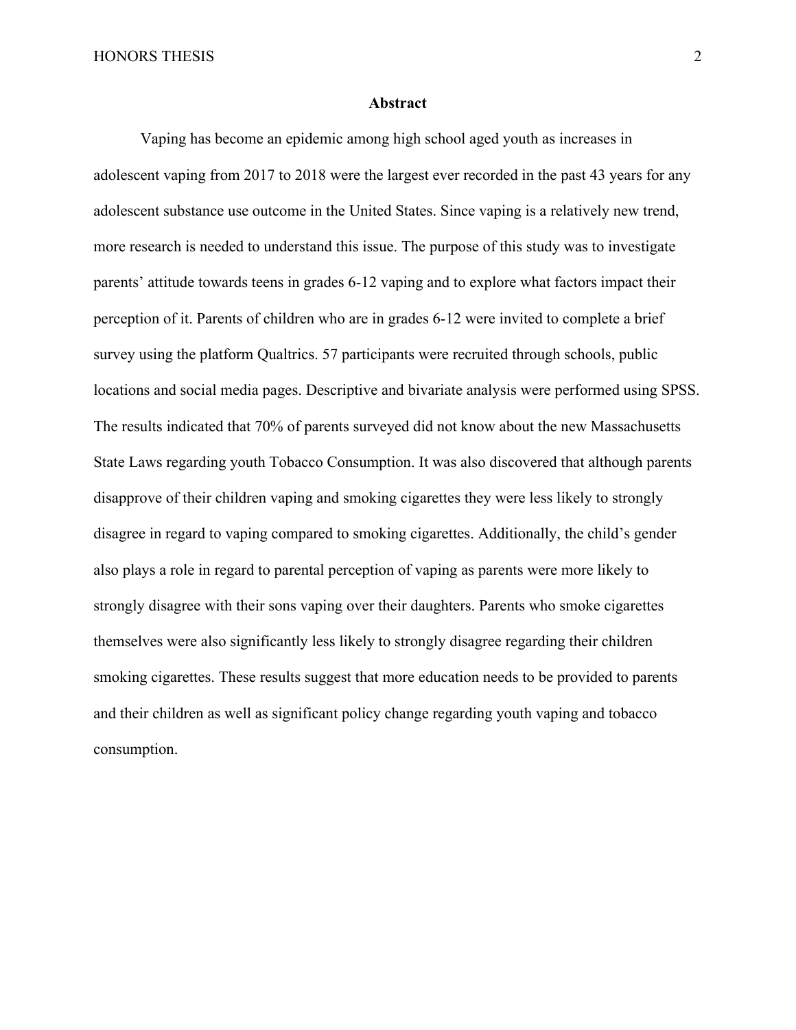# Abstract

Vaping has become an epidemic among high school aged youth as increases in adolescent vaping from 2017 to 2018 were the largest ever recorded in the past 43 years for any adolescent substance use outcome in the United States. Since vaping is a relatively new trend, more research is needed to understand this issue. The purpose of this study was to investigate parents' attitude towards teens in grades 6-12 vaping and to explore what factors impact their perception of it. Parents of children who are in grades 6-12 were invited to complete a brief survey using the platform Qualtrics. 57 participants were recruited through schools, public locations and social media pages. Descriptive and bivariate analysis were performed using SPSS. The results indicated that 70% of parents surveyed did not know about the new Massachusetts State Laws regarding youth Tobacco Consumption. It was also discovered that although parents disapprove of their children vaping and smoking cigarettes they were less likely to strongly disagree in regard to vaping compared to smoking cigarettes. Additionally, the child's gender also plays a role in regard to parental perception of vaping as parents were more likely to strongly disagree with their sons vaping over their daughters. Parents who smoke cigarettes themselves were also significantly less likely to strongly disagree regarding their children smoking cigarettes. These results suggest that more education needs to be provided to parents and their children as well as significant policy change regarding youth vaping and tobacco consumption.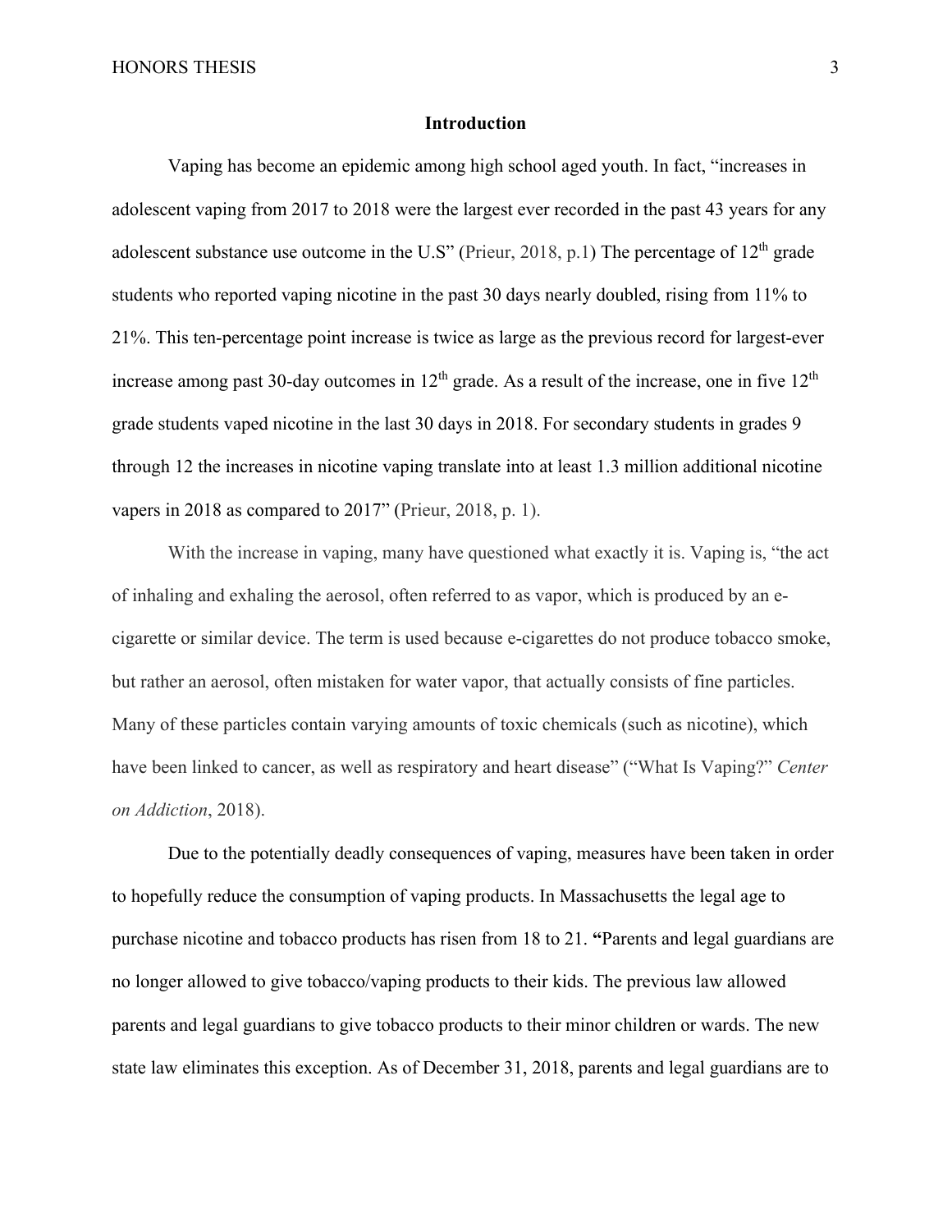## Introduction

Vaping has become an epidemic among high school aged youth. In fact, "increases in adolescent vaping from 2017 to 2018 were the largest ever recorded in the past 43 years for any adolescent substance use outcome in the U.S" (Prieur, 2018, p.1) The percentage of 12th grade students who reported vaping nicotine in the past 30 days nearly doubled, rising from 11% to 21%. This ten-percentage point increase is twice as large as the previous record for largest-ever increase among past 30-day outcomes in 12th grade. As a result of the increase, one in five 12th grade students vaped nicotine in the last 30 days in 2018. For secondary students in grades 9 through 12 the increases in nicotine vaping translate into at least 1.3 million additional nicotine vapers in 2018 as compared to 2017" (Prieur, 2018, p. 1).

With the increase in vaping, many have questioned what exactly it is. Vaping is, "the act of inhaling and exhaling the aerosol, often referred to as vapor, which is produced by an e-cigarette or similar device. The term is used because e-cigarettes do not produce tobacco smoke, but rather an aerosol, often mistaken for water vapor, that actually consists of fine particles. Many of these particles contain varying amounts of toxic chemicals (such as nicotine), which have been linked to cancer, as well as respiratory and heart disease" ("What Is Vaping?" *Center on Addiction*, 2018).

Due to the potentially deadly consequences of vaping, measures have been taken in order to hopefully reduce the consumption of vaping products. In Massachusetts the legal age to purchase nicotine and tobacco products has risen from 18 to 21. **"**Parents and legal guardians are no longer allowed to give tobacco/vaping products to their kids. The previous law allowed parents and legal guardians to give tobacco products to their minor children or wards. The new state law eliminates this exception. As of December 31, 2018, parents and legal guardians are to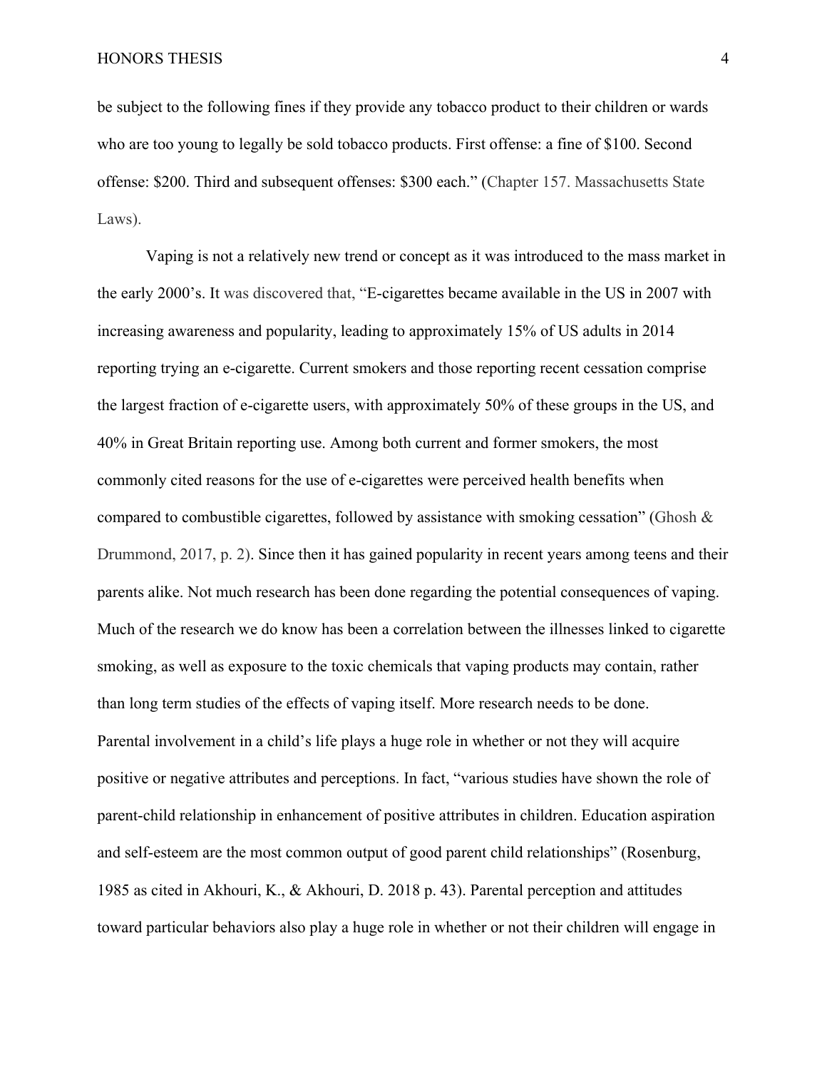be subject to the following fines if they provide any tobacco product to their children or wards who are too young to legally be sold tobacco products. First offense: a fine of $100. Second offense: $200. Third and subsequent offenses: $300 each." (Chapter 157. Massachusetts State Laws).

Vaping is not a relatively new trend or concept as it was introduced to the mass market in the early 2000's. It was discovered that, "E-cigarettes became available in the US in 2007 with increasing awareness and popularity, leading to approximately 15% of US adults in 2014 reporting trying an e-cigarette. Current smokers and those reporting recent cessation comprise the largest fraction of e-cigarette users, with approximately 50% of these groups in the US, and 40% in Great Britain reporting use. Among both current and former smokers, the most commonly cited reasons for the use of e-cigarettes were perceived health benefits when compared to combustible cigarettes, followed by assistance with smoking cessation" (Ghosh & Drummond, 2017, p. 2). Since then it has gained popularity in recent years among teens and their parents alike. Not much research has been done regarding the potential consequences of vaping. Much of the research we do know has been a correlation between the illnesses linked to cigarette smoking, as well as exposure to the toxic chemicals that vaping products may contain, rather than long term studies of the effects of vaping itself. More research needs to be done.

Parental involvement in a child's life plays a huge role in whether or not they will acquire positive or negative attributes and perceptions. In fact, "various studies have shown the role of parent-child relationship in enhancement of positive attributes in children. Education aspiration and self-esteem are the most common output of good parent child relationships" (Rosenburg, 1985 as cited in Akhouri, K., & Akhouri, D. 2018 p. 43). Parental perception and attitudes toward particular behaviors also play a huge role in whether or not their children will engage in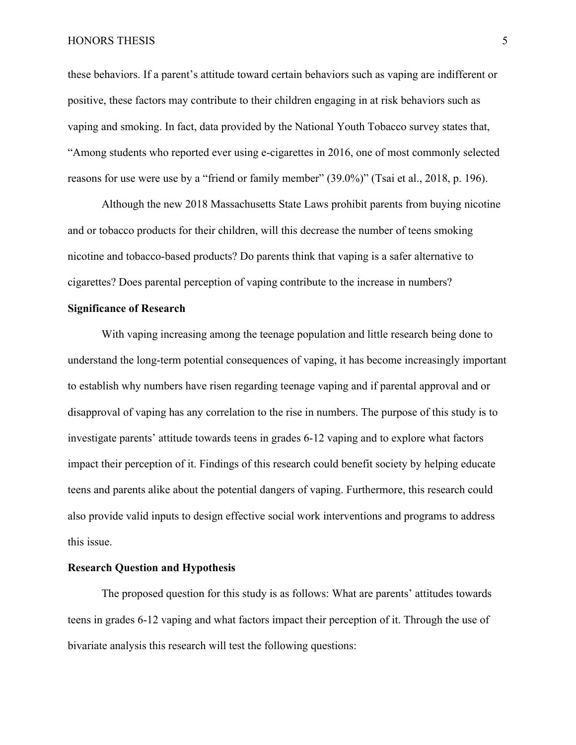these behaviors. If a parent's attitude toward certain behaviors such as vaping are indifferent or positive, these factors may contribute to their children engaging in at risk behaviors such as vaping and smoking. In fact, data provided by the National Youth Tobacco survey states that, "Among students who reported ever using e-cigarettes in 2016, one of most commonly selected reasons for use were use by a "friend or family member" (39.0%)" (Tsai et al., 2018, p. 196).

Although the new 2018 Massachusetts State Laws prohibit parents from buying nicotine and or tobacco products for their children, will this decrease the number of teens smoking nicotine and tobacco-based products? Do parents think that vaping is a safer alternative to cigarettes? Does parental perception of vaping contribute to the increase in numbers?

**Significance of Research**

With vaping increasing among the teenage population and little research being done to understand the long-term potential consequences of vaping, it has become increasingly important to establish why numbers have risen regarding teenage vaping and if parental approval and or disapproval of vaping has any correlation to the rise in numbers. The purpose of this study is to investigate parents' attitude towards teens in grades 6-12 vaping and to explore what factors impact their perception of it. Findings of this research could benefit society by helping educate teens and parents alike about the potential dangers of vaping. Furthermore, this research could also provide valid inputs to design effective social work interventions and programs to address this issue.

**Research Question and Hypothesis**

The proposed question for this study is as follows: What are parents' attitudes towards teens in grades 6-12 vaping and what factors impact their perception of it. Through the use of bivariate analysis this research will test the following questions: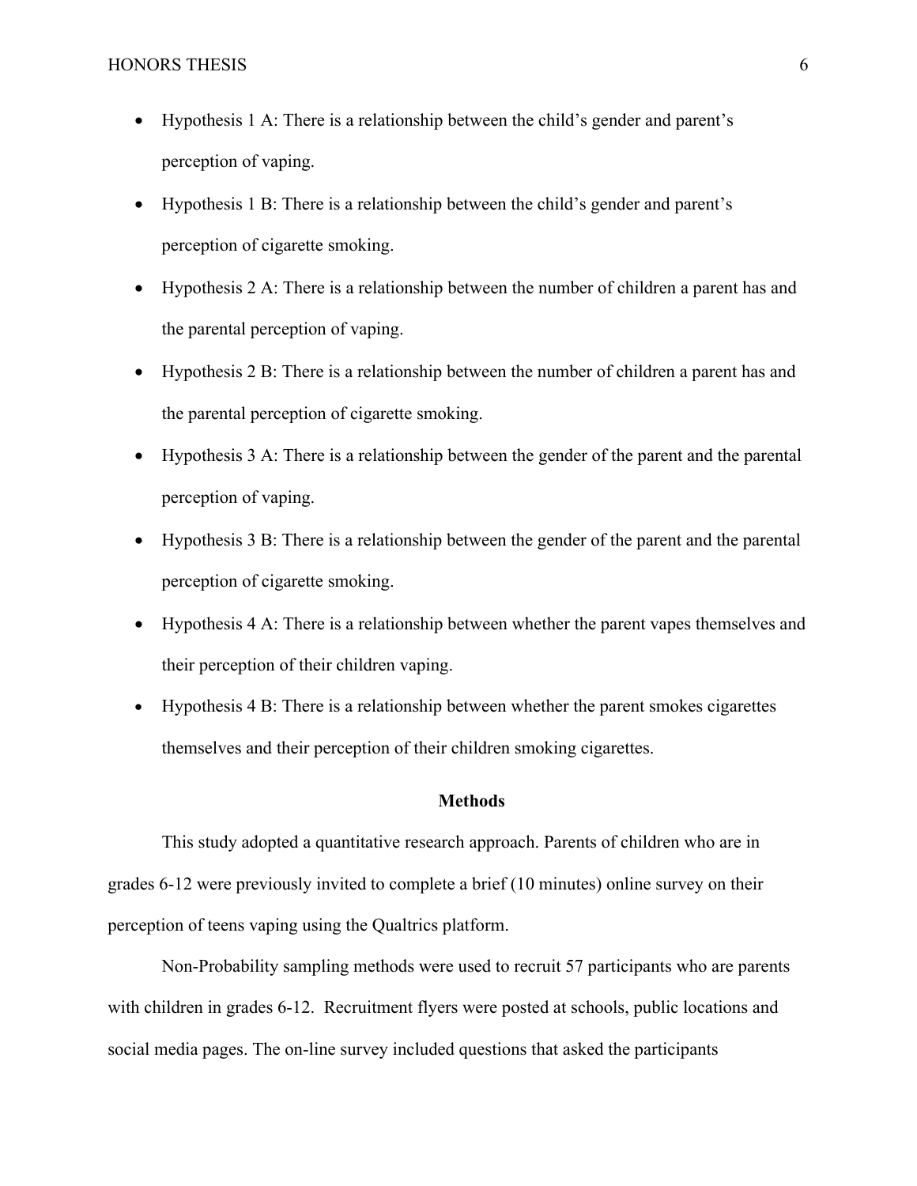- Hypothesis 1 A: There is a relationship between the child's gender and parent's perception of vaping.
- Hypothesis 1 B: There is a relationship between the child's gender and parent's perception of cigarette smoking.
- Hypothesis 2 A: There is a relationship between the number of children a parent has and the parental perception of vaping.
- Hypothesis 2 B: There is a relationship between the number of children a parent has and the parental perception of cigarette smoking.
- Hypothesis 3 A: There is a relationship between the gender of the parent and the parental perception of vaping.
- Hypothesis 3 B: There is a relationship between the gender of the parent and the parental perception of cigarette smoking.
- Hypothesis 4 A: There is a relationship between whether the parent vapes themselves and their perception of their children vaping.
- Hypothesis 4 B: There is a relationship between whether the parent smokes cigarettes themselves and their perception of their children smoking cigarettes.

## Methods

This study adopted a quantitative research approach. Parents of children who are in grades 6-12 were previously invited to complete a brief (10 minutes) online survey on their perception of teens vaping using the Qualtrics platform.

Non-Probability sampling methods were used to recruit 57 participants who are parents with children in grades 6-12. Recruitment flyers were posted at schools, public locations and social media pages. The on-line survey included questions that asked the participants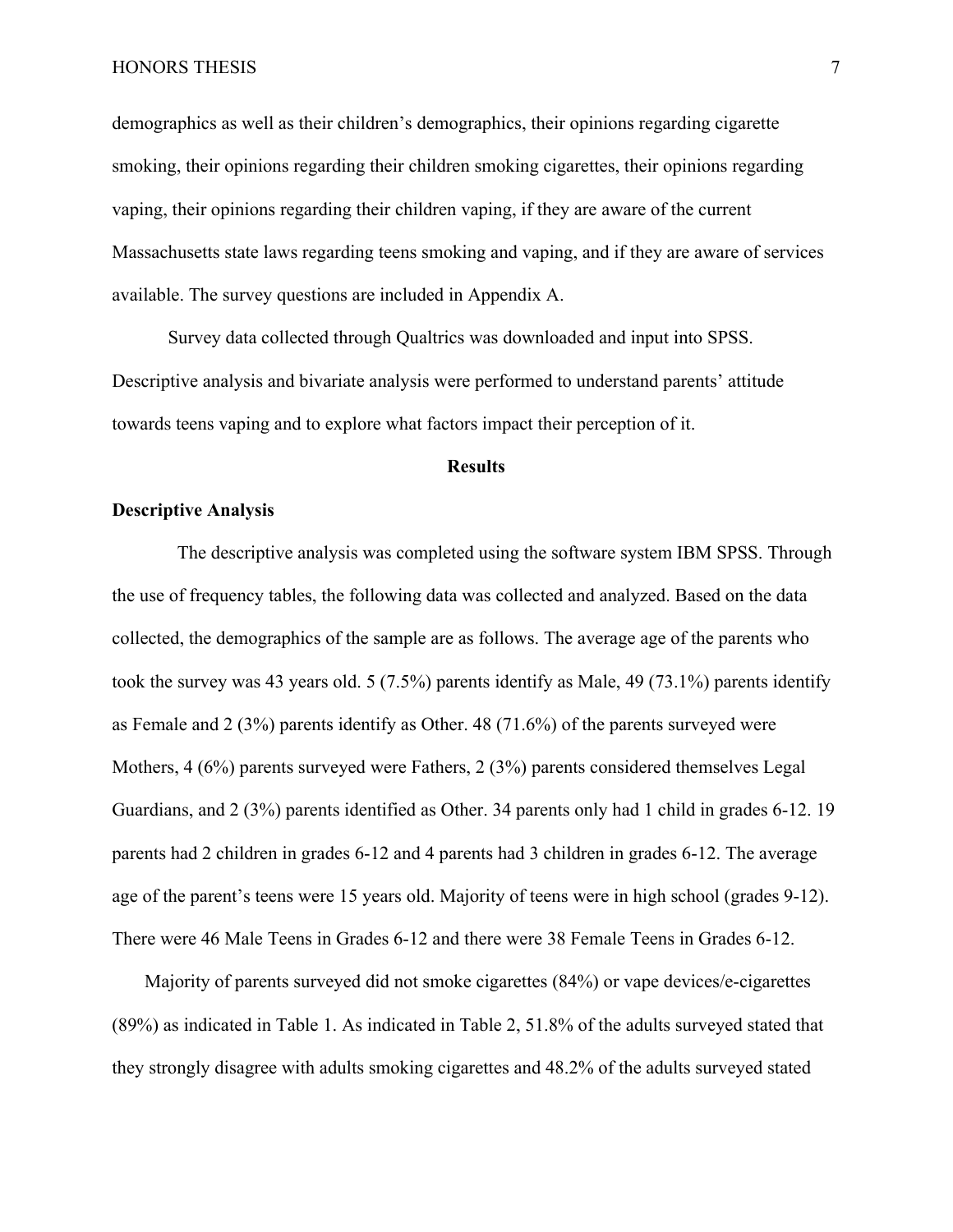demographics as well as their children's demographics, their opinions regarding cigarette smoking, their opinions regarding their children smoking cigarettes, their opinions regarding vaping, their opinions regarding their children vaping, if they are aware of the current Massachusetts state laws regarding teens smoking and vaping, and if they are aware of services available. The survey questions are included in Appendix A.

Survey data collected through Qualtrics was downloaded and input into SPSS. Descriptive analysis and bivariate analysis were performed to understand parents' attitude towards teens vaping and to explore what factors impact their perception of it.

## Results

### Descriptive Analysis

The descriptive analysis was completed using the software system IBM SPSS. Through the use of frequency tables, the following data was collected and analyzed. Based on the data collected, the demographics of the sample are as follows. The average age of the parents who took the survey was 43 years old. 5 (7.5%) parents identify as Male, 49 (73.1%) parents identify as Female and 2 (3%) parents identify as Other. 48 (71.6%) of the parents surveyed were Mothers, 4 (6%) parents surveyed were Fathers, 2 (3%) parents considered themselves Legal Guardians, and 2 (3%) parents identified as Other. 34 parents only had 1 child in grades 6-12. 19 parents had 2 children in grades 6-12 and 4 parents had 3 children in grades 6-12. The average age of the parent's teens were 15 years old. Majority of teens were in high school (grades 9-12). There were 46 Male Teens in Grades 6-12 and there were 38 Female Teens in Grades 6-12.

Majority of parents surveyed did not smoke cigarettes (84%) or vape devices/e-cigarettes (89%) as indicated in Table 1. As indicated in Table 2, 51.8% of the adults surveyed stated that they strongly disagree with adults smoking cigarettes and 48.2% of the adults surveyed stated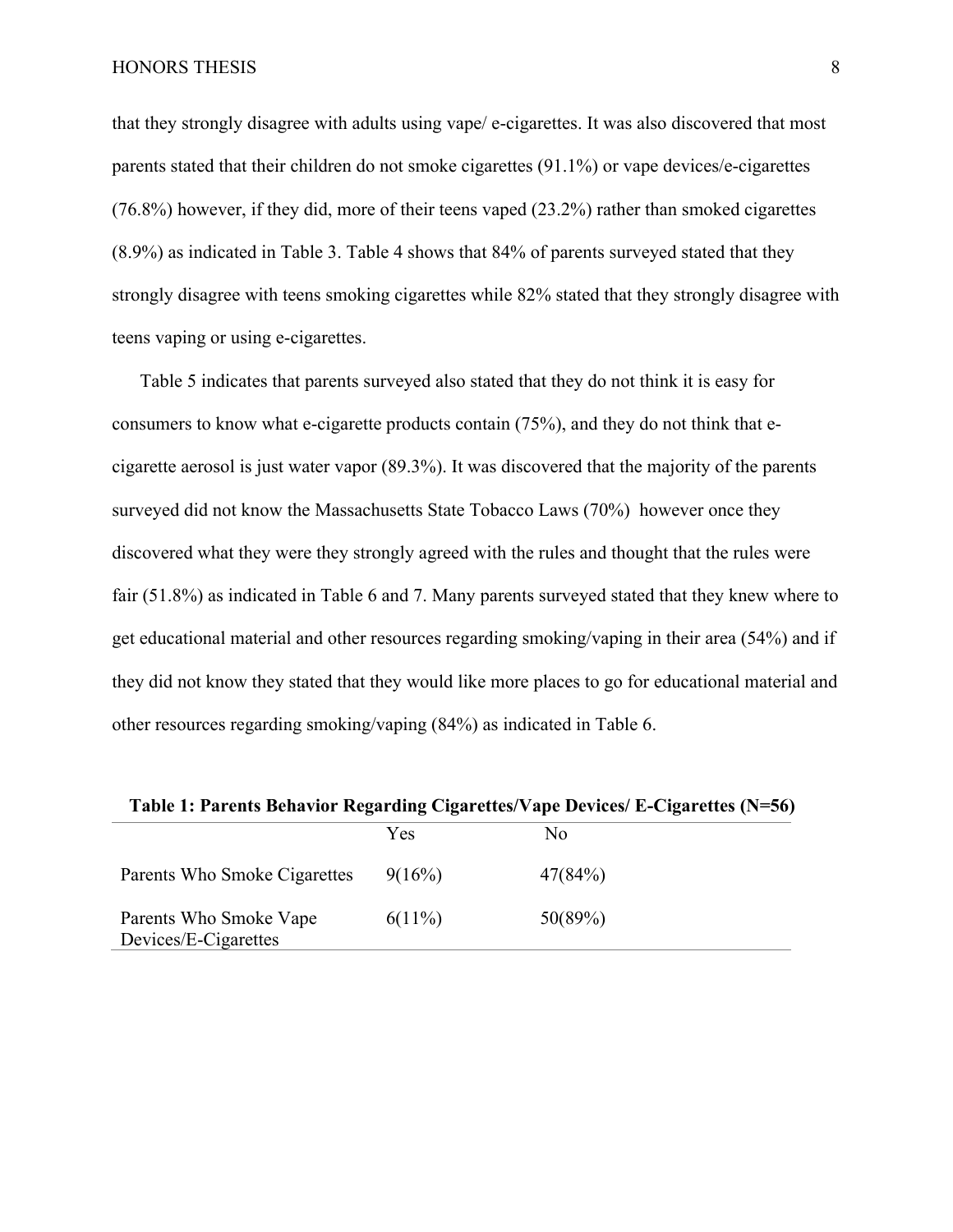that they strongly disagree with adults using vape/ e-cigarettes. It was also discovered that most parents stated that their children do not smoke cigarettes (91.1%) or vape devices/e-cigarettes (76.8%) however, if they did, more of their teens vaped (23.2%) rather than smoked cigarettes (8.9%) as indicated in Table 3. Table 4 shows that 84% of parents surveyed stated that they strongly disagree with teens smoking cigarettes while 82% stated that they strongly disagree with teens vaping or using e-cigarettes.

Table 5 indicates that parents surveyed also stated that they do not think it is easy for consumers to know what e-cigarette products contain (75%), and they do not think that e-cigarette aerosol is just water vapor (89.3%). It was discovered that the majority of the parents surveyed did not know the Massachusetts State Tobacco Laws (70%) however once they discovered what they were they strongly agreed with the rules and thought that the rules were fair (51.8%) as indicated in Table 6 and 7. Many parents surveyed stated that they knew where to get educational material and other resources regarding smoking/vaping in their area (54%) and if they did not know they stated that they would like more places to go for educational material and other resources regarding smoking/vaping (84%) as indicated in Table 6.

**Table 1: Parents Behavior Regarding Cigarettes/Vape Devices/ E-Cigarettes (N=56)**

| | Yes | No |
|---|---|---|
| Parents Who Smoke Cigarettes | 9(16%) | 47(84%) |
| Parents Who Smoke Vape Devices/E-Cigarettes | 6(11%) | 50(89%) |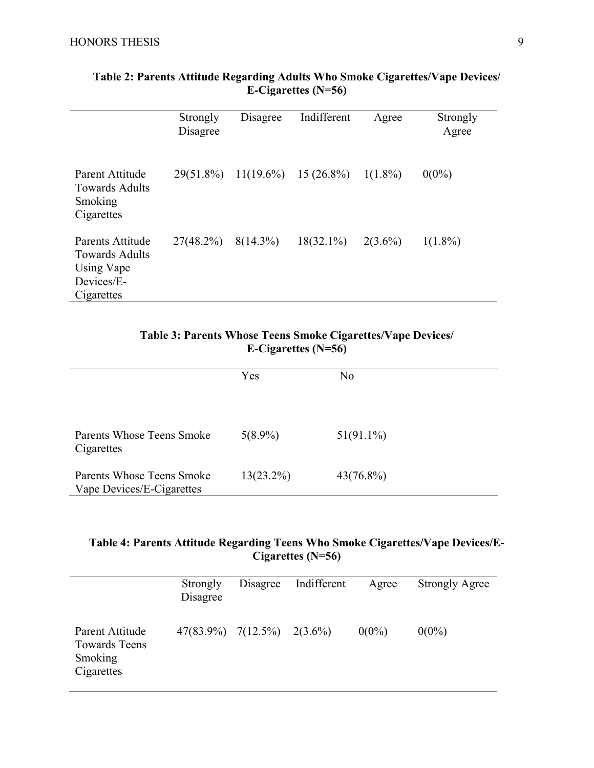**Table 2: Parents Attitude Regarding Adults Who Smoke Cigarettes/Vape Devices/ E-Cigarettes (N=56)**

| | Strongly Disagree | Disagree | Indifferent | Agree | Strongly Agree |
|---|---|---|---|---|---|
| Parent Attitude Towards Adults Smoking Cigarettes | 29(51.8%) | 11(19.6%) | 15 (26.8%) | 1(1.8%) | 0(0%) |
| Parents Attitude Towards Adults Using Vape Devices/E-Cigarettes | 27(48.2%) | 8(14.3%) | 18(32.1%) | 2(3.6%) | 1(1.8%) |

**Table 3: Parents Whose Teens Smoke Cigarettes/Vape Devices/ E-Cigarettes (N=56)**

| | Yes | No |
|---|---|---|
| Parents Whose Teens Smoke Cigarettes | 5(8.9%) | 51(91.1%) |
| Parents Whose Teens Smoke Vape Devices/E-Cigarettes | 13(23.2%) | 43(76.8%) |

**Table 4: Parents Attitude Regarding Teens Who Smoke Cigarettes/Vape Devices/E-Cigarettes (N=56)**

| | Strongly Disagree | Disagree | Indifferent | Agree | Strongly Agree |
|---|---|---|---|---|---|
| Parent Attitude Towards Teens Smoking Cigarettes | 47(83.9%) | 7(12.5%) | 2(3.6%) | 0(0%) | 0(0%) |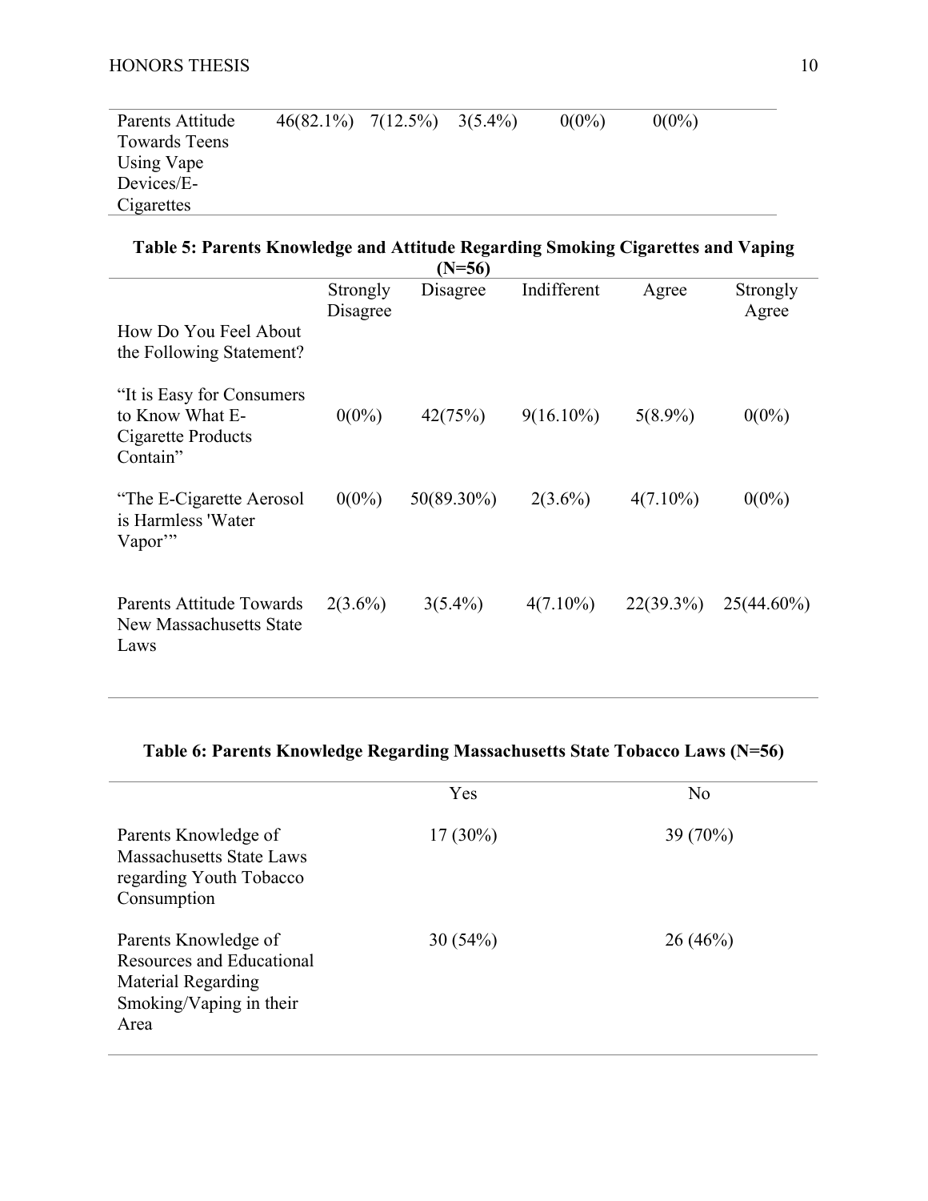| | | | | | |
|---|---|---|---|---|---|
| Parents Attitude Towards Teens Using Vape Devices/E-Cigarettes | 46(82.1%) | 7(12.5%) | 3(5.4%) | 0(0%) | 0(0%) |

**Table 5: Parents Knowledge and Attitude Regarding Smoking Cigarettes and Vaping (N=56)**

| How Do You Feel About the Following Statement? | Strongly Disagree | Disagree | Indifferent | Agree | Strongly Agree |
|---|---|---|---|---|---|
| "It is Easy for Consumers to Know What E-Cigarette Products Contain" | 0(0%) | 42(75%) | 9(16.10%) | 5(8.9%) | 0(0%) |
| "The E-Cigarette Aerosol is Harmless 'Water Vapor'" | 0(0%) | 50(89.30%) | 2(3.6%) | 4(7.10%) | 0(0%) |
| Parents Attitude Towards New Massachusetts State Laws | 2(3.6%) | 3(5.4%) | 4(7.10%) | 22(39.3%) | 25(44.60%) |

**Table 6: Parents Knowledge Regarding Massachusetts State Tobacco Laws (N=56)**

| | Yes | No |
|---|---|---|
| Parents Knowledge of Massachusetts State Laws regarding Youth Tobacco Consumption | 17 (30%) | 39 (70%) |
| Parents Knowledge of Resources and Educational Material Regarding Smoking/Vaping in their Area | 30 (54%) | 26 (46%) |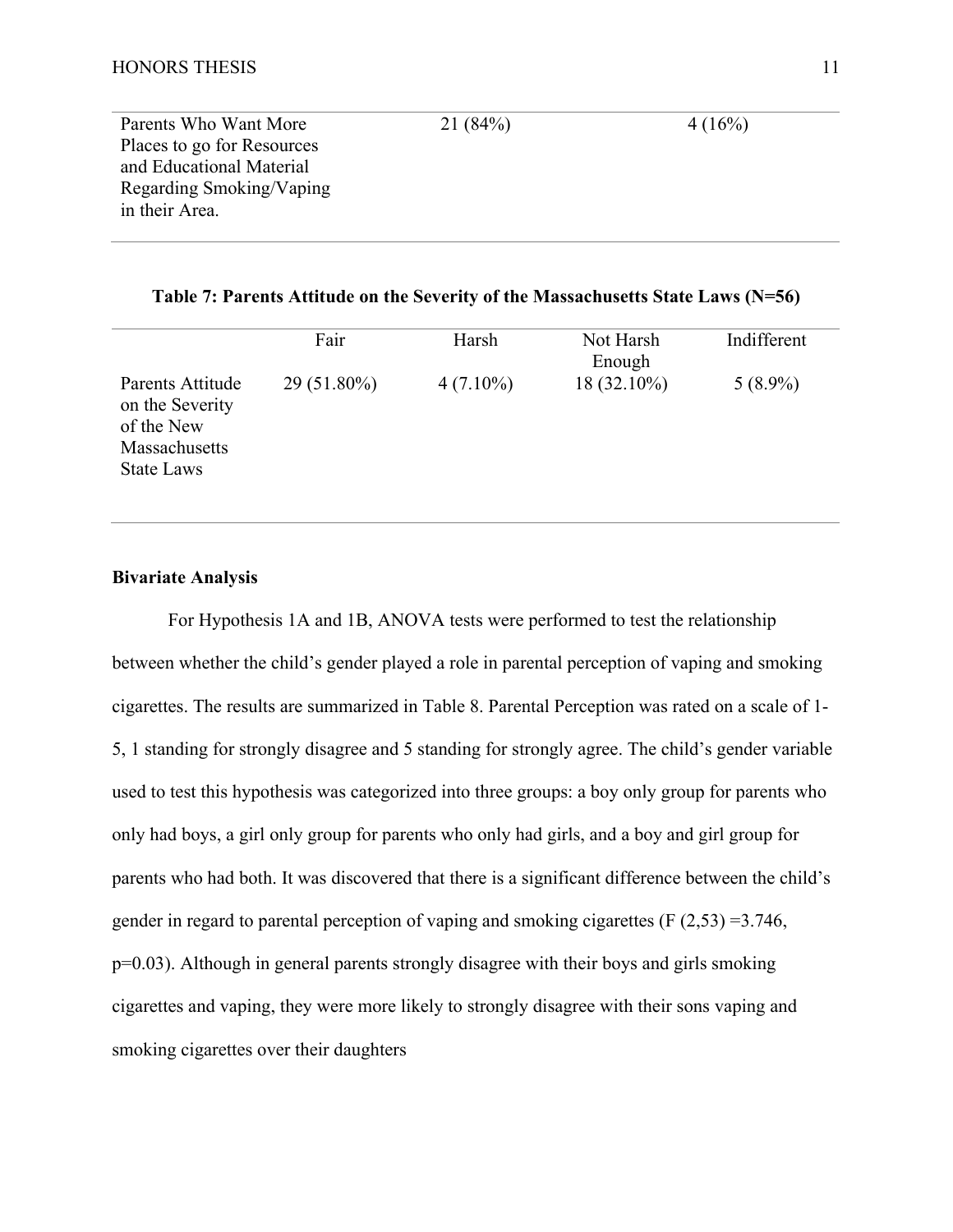| | | |
|---|---|---|
| Parents Who Want More Places to go for Resources and Educational Material Regarding Smoking/Vaping in their Area. | 21 (84%) | 4 (16%) |

**Table 7: Parents Attitude on the Severity of the Massachusetts State Laws (N=56)**

| | Fair | Harsh | Not Harsh Enough | Indifferent |
|---|---|---|---|---|
| Parents Attitude on the Severity of the New Massachusetts State Laws | 29 (51.80%) | 4 (7.10%) | 18 (32.10%) | 5 (8.9%) |

**Bivariate Analysis**

For Hypothesis 1A and 1B, ANOVA tests were performed to test the relationship between whether the child's gender played a role in parental perception of vaping and smoking cigarettes. The results are summarized in Table 8. Parental Perception was rated on a scale of 1-5, 1 standing for strongly disagree and 5 standing for strongly agree. The child's gender variable used to test this hypothesis was categorized into three groups: a boy only group for parents who only had boys, a girl only group for parents who only had girls, and a boy and girl group for parents who had both. It was discovered that there is a significant difference between the child's gender in regard to parental perception of vaping and smoking cigarettes ($F(2,53) = 3.746$, $p = 0.03$). Although in general parents strongly disagree with their boys and girls smoking cigarettes and vaping, they were more likely to strongly disagree with their sons vaping and smoking cigarettes over their daughters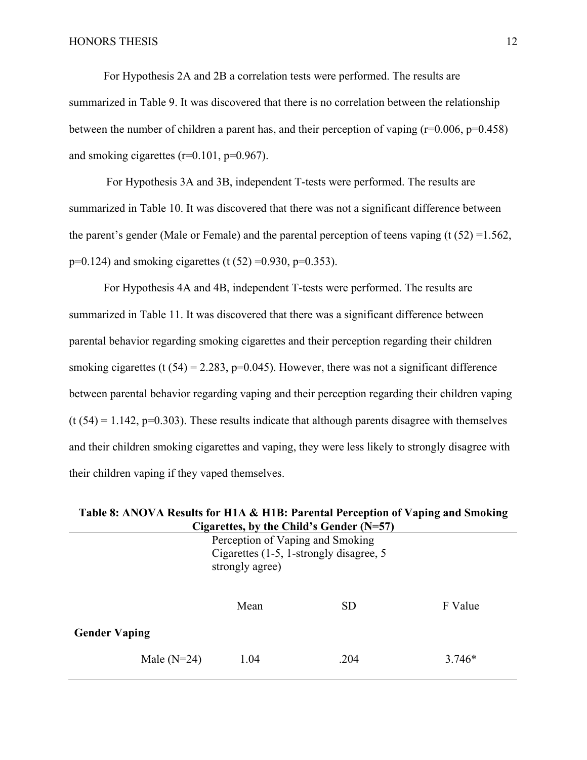For Hypothesis 2A and 2B a correlation tests were performed. The results are summarized in Table 9. It was discovered that there is no correlation between the relationship between the number of children a parent has, and their perception of vaping ($r=0.006$, $p=0.458$) and smoking cigarettes ($r=0.101$, $p=0.967$).

For Hypothesis 3A and 3B, independent T-tests were performed. The results are summarized in Table 10. It was discovered that there was not a significant difference between the parent's gender (Male or Female) and the parental perception of teens vaping ($t(52) = 1.562$, $p=0.124$) and smoking cigarettes ($t(52) = 0.930$, $p=0.353$).

For Hypothesis 4A and 4B, independent T-tests were performed. The results are summarized in Table 11. It was discovered that there was a significant difference between parental behavior regarding smoking cigarettes and their perception regarding their children smoking cigarettes ($t(54) = 2.283$, $p=0.045$). However, there was not a significant difference between parental behavior regarding vaping and their perception regarding their children vaping ($t(54) = 1.142$, $p=0.303$). These results indicate that although parents disagree with themselves and their children smoking cigarettes and vaping, they were less likely to strongly disagree with their children vaping if they vaped themselves.

**Table 8: ANOVA Results for H1A & H1B: Parental Perception of Vaping and Smoking Cigarettes, by the Child's Gender (N=57)**

| | Perception of Vaping and Smoking Cigarettes (1-5, 1-strongly disagree, 5 strongly agree) | | |
|---|---|---|---|
| | Mean | SD | F Value |
| **Gender Vaping** | | | |
| Male (N=24) | 1.04 | .204 | 3.746* |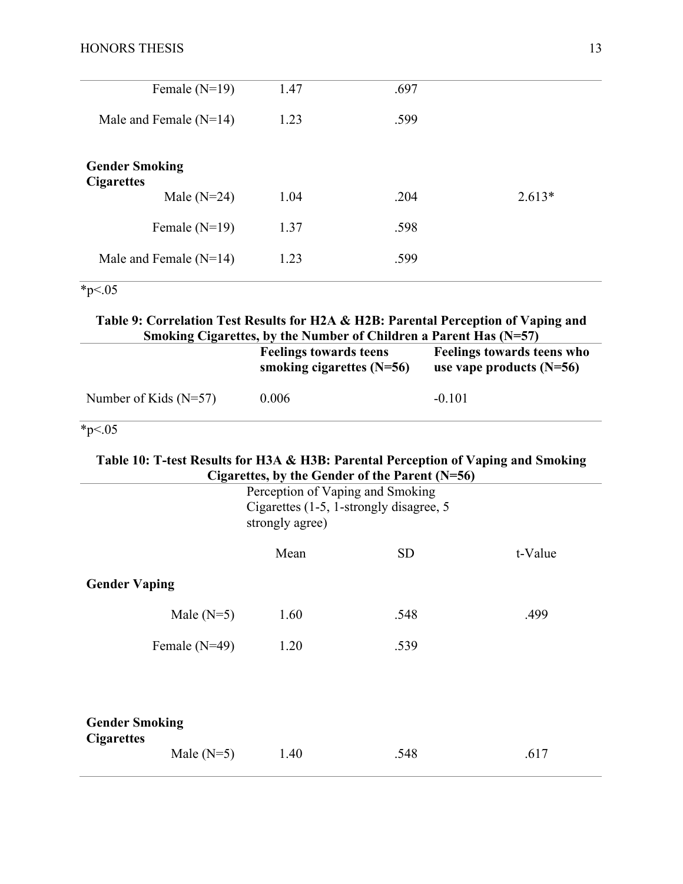| | | | |
|---|---|---|---|
| Female (N=19) | 1.47 | .697 | |
| Male and Female (N=14) | 1.23 | .599 | |
| **Gender Smoking Cigarettes** | | | |
| Male (N=24) | 1.04 | .204 | 2.613* |
| Female (N=19) | 1.37 | .598 | |
| Male and Female (N=14) | 1.23 | .599 | |

*p<.05

**Table 9: Correlation Test Results for H2A & H2B: Parental Perception of Vaping and Smoking Cigarettes, by the Number of Children a Parent Has (N=57)**

| | **Feelings towards teens smoking cigarettes (N=56)** | **Feelings towards teens who use vape products (N=56)** |
|---|---|---|
| Number of Kids (N=57) | 0.006 | -0.101 |

*p<.05

**Table 10: T-test Results for H3A & H3B: Parental Perception of Vaping and Smoking Cigarettes, by the Gender of the Parent (N=56)**

| | Perception of Vaping and Smoking Cigarettes (1-5, 1-strongly disagree, 5 strongly agree) | | |
|---|---|---|---|
| | Mean | SD | t-Value |
| **Gender Vaping** | | | |
| Male (N=5) | 1.60 | .548 | .499 |
| Female (N=49) | 1.20 | .539 | |
| **Gender Smoking Cigarettes** | | | |
| Male (N=5) | 1.40 | .548 | .617 |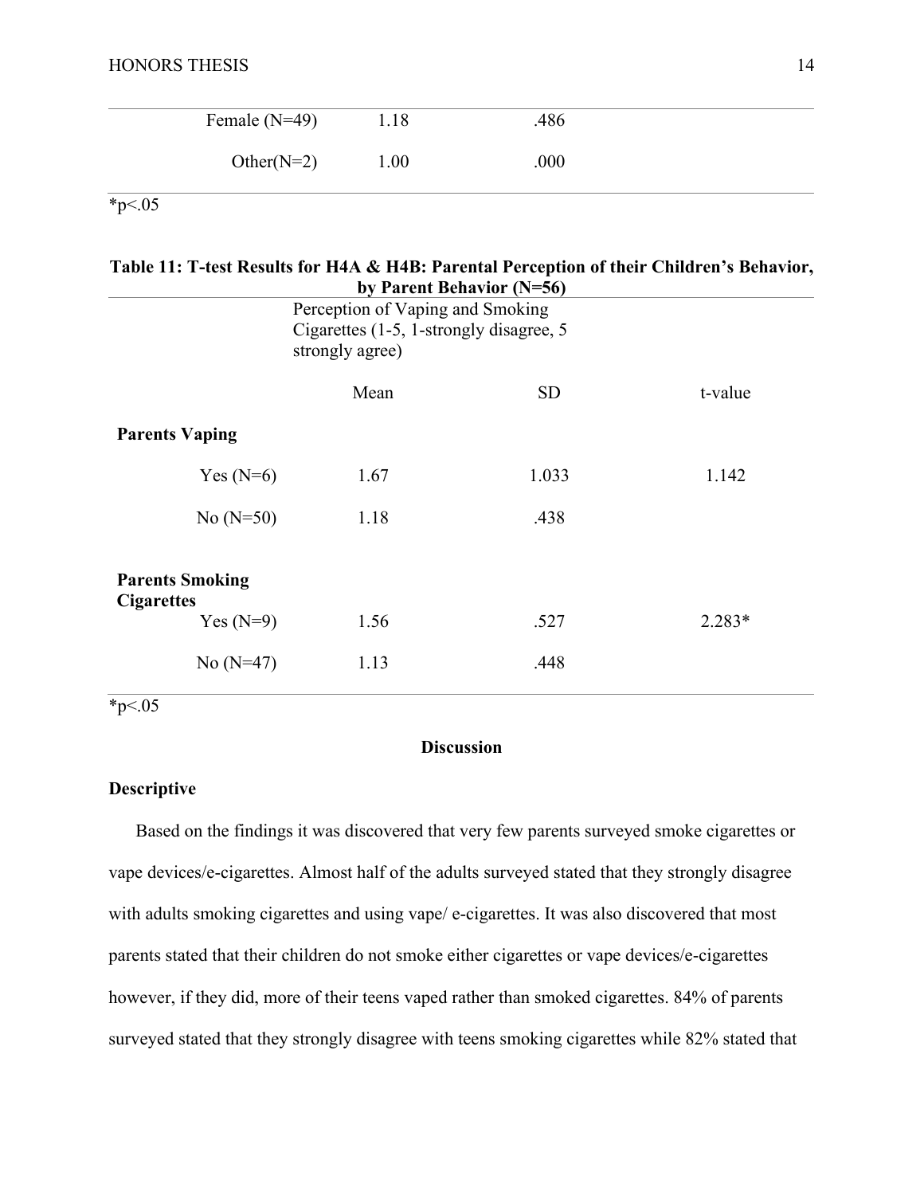| | | | |
|---|---|---|---|
| Female (N=49) | 1.18 | .486 | |
| Other(N=2) | 1.00 | .000 | |

*p<.05

**Table 11: T-test Results for H4A & H4B: Parental Perception of their Children's Behavior, by Parent Behavior (N=56)**

| | Perception of Vaping and Smoking Cigarettes (1-5, 1-strongly disagree, 5 strongly agree) | | |
|---|---|---|---|
| | Mean | SD | t-value |
| **Parents Vaping** | | | |
| Yes (N=6) | 1.67 | 1.033 | 1.142 |
| No (N=50) | 1.18 | .438 | |
| **Parents Smoking Cigarettes** | | | |
| Yes (N=9) | 1.56 | .527 | 2.283* |
| No (N=47) | 1.13 | .448 | |

*p<.05

## Discussion

### Descriptive

Based on the findings it was discovered that very few parents surveyed smoke cigarettes or vape devices/e-cigarettes. Almost half of the adults surveyed stated that they strongly disagree with adults smoking cigarettes and using vape/ e-cigarettes. It was also discovered that most parents stated that their children do not smoke either cigarettes or vape devices/e-cigarettes however, if they did, more of their teens vaped rather than smoked cigarettes. 84% of parents surveyed stated that they strongly disagree with teens smoking cigarettes while 82% stated that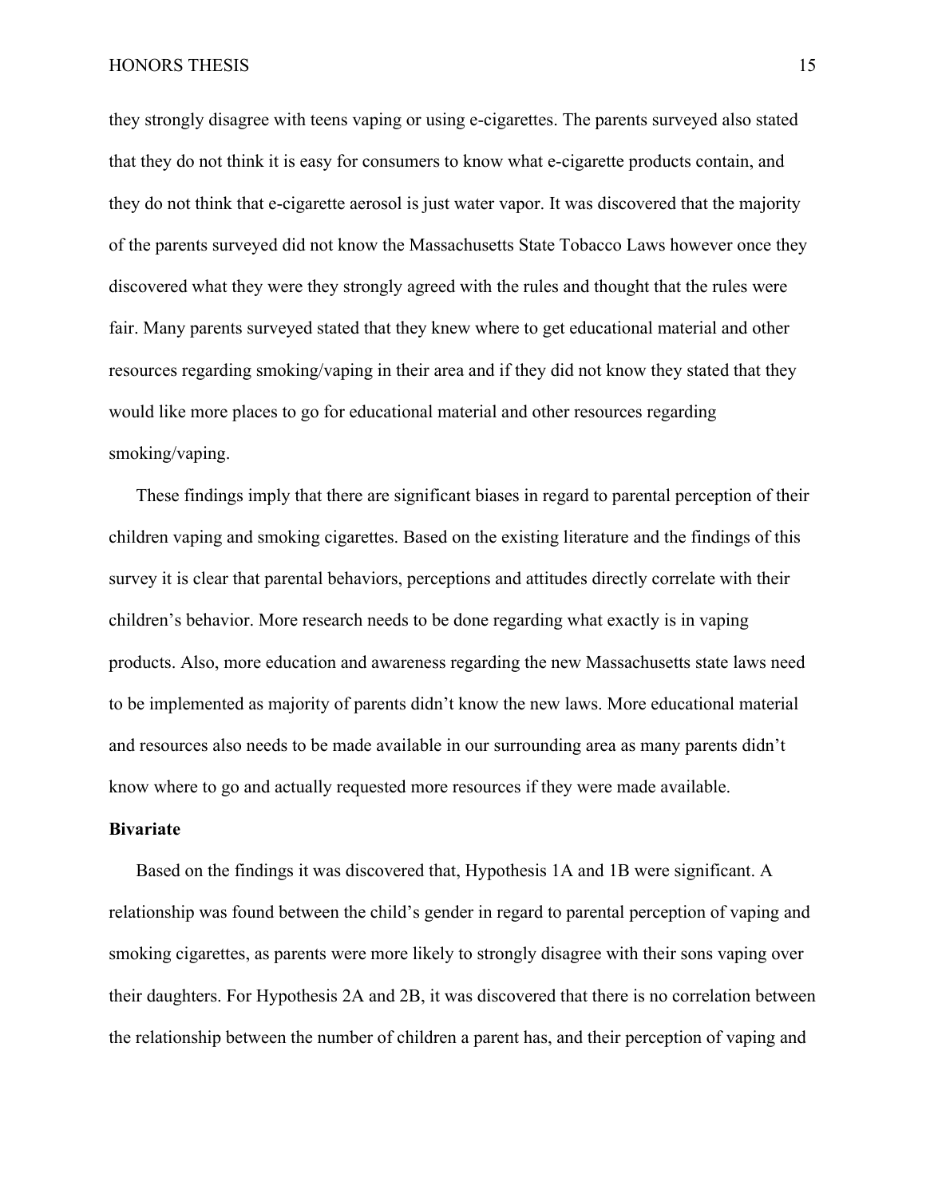they strongly disagree with teens vaping or using e-cigarettes. The parents surveyed also stated that they do not think it is easy for consumers to know what e-cigarette products contain, and they do not think that e-cigarette aerosol is just water vapor. It was discovered that the majority of the parents surveyed did not know the Massachusetts State Tobacco Laws however once they discovered what they were they strongly agreed with the rules and thought that the rules were fair. Many parents surveyed stated that they knew where to get educational material and other resources regarding smoking/vaping in their area and if they did not know they stated that they would like more places to go for educational material and other resources regarding smoking/vaping.

These findings imply that there are significant biases in regard to parental perception of their children vaping and smoking cigarettes. Based on the existing literature and the findings of this survey it is clear that parental behaviors, perceptions and attitudes directly correlate with their children's behavior. More research needs to be done regarding what exactly is in vaping products. Also, more education and awareness regarding the new Massachusetts state laws need to be implemented as majority of parents didn't know the new laws. More educational material and resources also needs to be made available in our surrounding area as many parents didn't know where to go and actually requested more resources if they were made available.

**Bivariate**

Based on the findings it was discovered that, Hypothesis 1A and 1B were significant. A relationship was found between the child's gender in regard to parental perception of vaping and smoking cigarettes, as parents were more likely to strongly disagree with their sons vaping over their daughters. For Hypothesis 2A and 2B, it was discovered that there is no correlation between the relationship between the number of children a parent has, and their perception of vaping and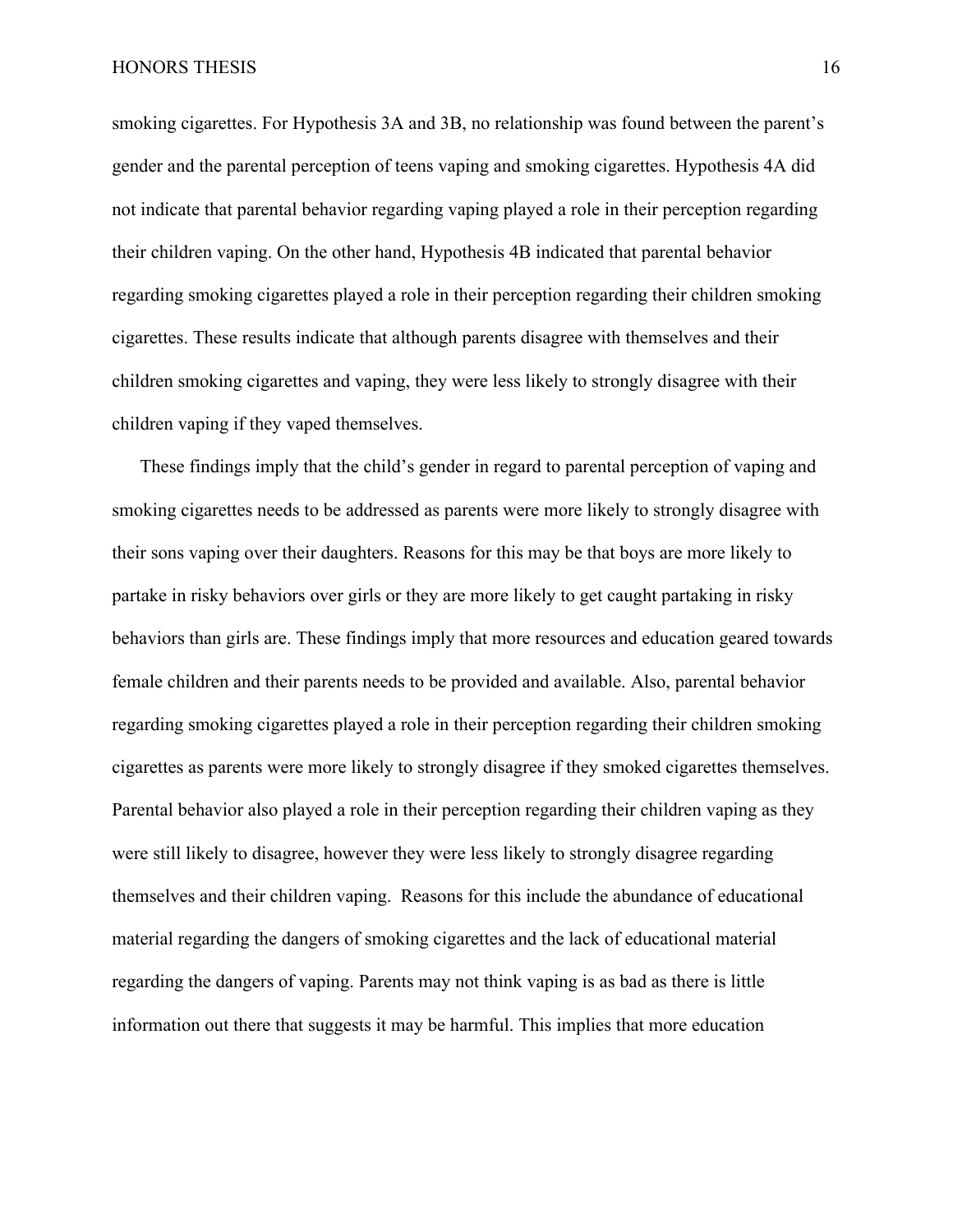smoking cigarettes. For Hypothesis 3A and 3B, no relationship was found between the parent's gender and the parental perception of teens vaping and smoking cigarettes. Hypothesis 4A did not indicate that parental behavior regarding vaping played a role in their perception regarding their children vaping. On the other hand, Hypothesis 4B indicated that parental behavior regarding smoking cigarettes played a role in their perception regarding their children smoking cigarettes. These results indicate that although parents disagree with themselves and their children smoking cigarettes and vaping, they were less likely to strongly disagree with their children vaping if they vaped themselves.

These findings imply that the child's gender in regard to parental perception of vaping and smoking cigarettes needs to be addressed as parents were more likely to strongly disagree with their sons vaping over their daughters. Reasons for this may be that boys are more likely to partake in risky behaviors over girls or they are more likely to get caught partaking in risky behaviors than girls are. These findings imply that more resources and education geared towards female children and their parents needs to be provided and available. Also, parental behavior regarding smoking cigarettes played a role in their perception regarding their children smoking cigarettes as parents were more likely to strongly disagree if they smoked cigarettes themselves. Parental behavior also played a role in their perception regarding their children vaping as they were still likely to disagree, however they were less likely to strongly disagree regarding themselves and their children vaping. Reasons for this include the abundance of educational material regarding the dangers of smoking cigarettes and the lack of educational material regarding the dangers of vaping. Parents may not think vaping is as bad as there is little information out there that suggests it may be harmful. This implies that more education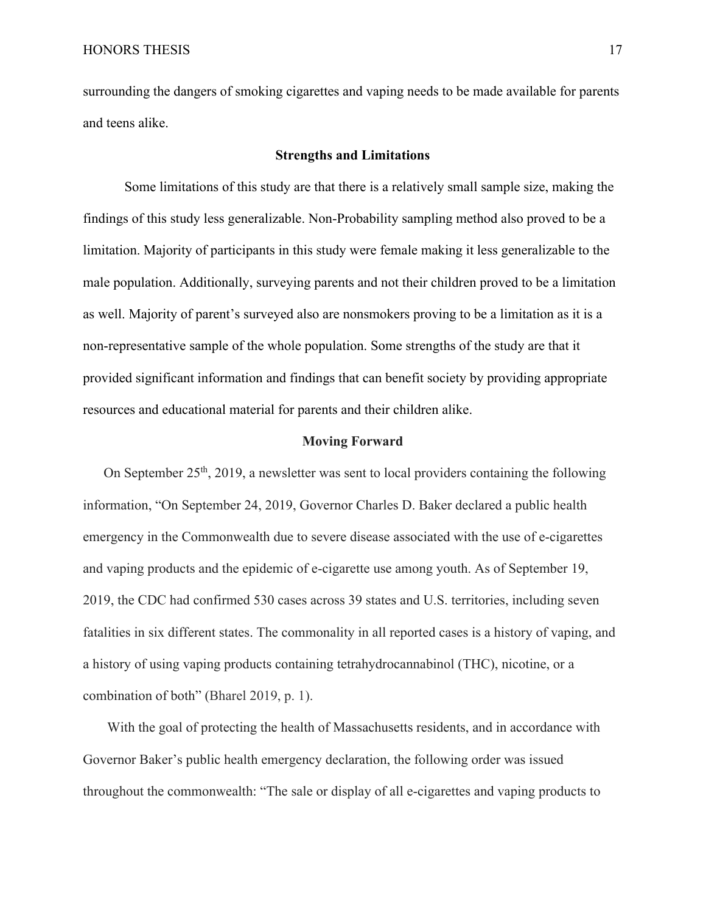surrounding the dangers of smoking cigarettes and vaping needs to be made available for parents and teens alike.

## Strengths and Limitations

Some limitations of this study are that there is a relatively small sample size, making the findings of this study less generalizable. Non-Probability sampling method also proved to be a limitation. Majority of participants in this study were female making it less generalizable to the male population. Additionally, surveying parents and not their children proved to be a limitation as well. Majority of parent's surveyed also are nonsmokers proving to be a limitation as it is a non-representative sample of the whole population. Some strengths of the study are that it provided significant information and findings that can benefit society by providing appropriate resources and educational material for parents and their children alike.

## Moving Forward

On September 25th, 2019, a newsletter was sent to local providers containing the following information, "On September 24, 2019, Governor Charles D. Baker declared a public health emergency in the Commonwealth due to severe disease associated with the use of e-cigarettes and vaping products and the epidemic of e-cigarette use among youth. As of September 19, 2019, the CDC had confirmed 530 cases across 39 states and U.S. territories, including seven fatalities in six different states. The commonality in all reported cases is a history of vaping, and a history of using vaping products containing tetrahydrocannabinol (THC), nicotine, or a combination of both" (Bharel 2019, p. 1).

With the goal of protecting the health of Massachusetts residents, and in accordance with Governor Baker's public health emergency declaration, the following order was issued throughout the commonwealth: "The sale or display of all e-cigarettes and vaping products to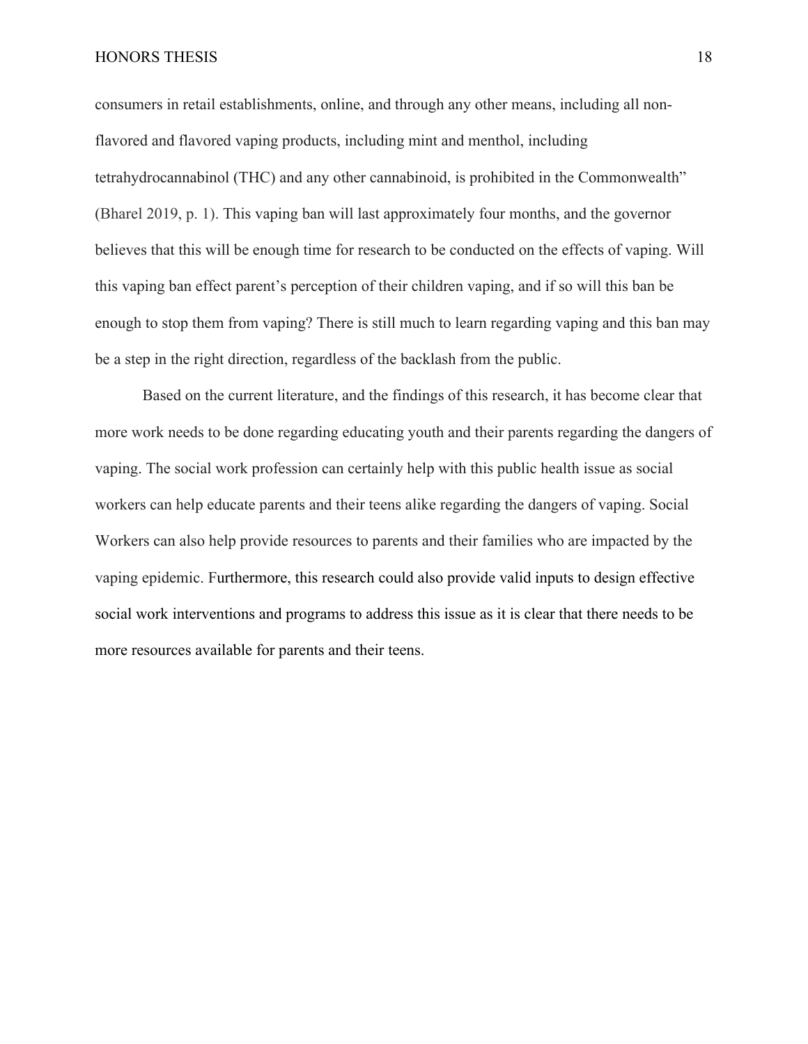consumers in retail establishments, online, and through any other means, including all non-flavored and flavored vaping products, including mint and menthol, including tetrahydrocannabinol (THC) and any other cannabinoid, is prohibited in the Commonwealth" (Bharel 2019, p. 1). This vaping ban will last approximately four months, and the governor believes that this will be enough time for research to be conducted on the effects of vaping. Will this vaping ban effect parent's perception of their children vaping, and if so will this ban be enough to stop them from vaping? There is still much to learn regarding vaping and this ban may be a step in the right direction, regardless of the backlash from the public.

Based on the current literature, and the findings of this research, it has become clear that more work needs to be done regarding educating youth and their parents regarding the dangers of vaping. The social work profession can certainly help with this public health issue as social workers can help educate parents and their teens alike regarding the dangers of vaping. Social Workers can also help provide resources to parents and their families who are impacted by the vaping epidemic. Furthermore, this research could also provide valid inputs to design effective social work interventions and programs to address this issue as it is clear that there needs to be more resources available for parents and their teens.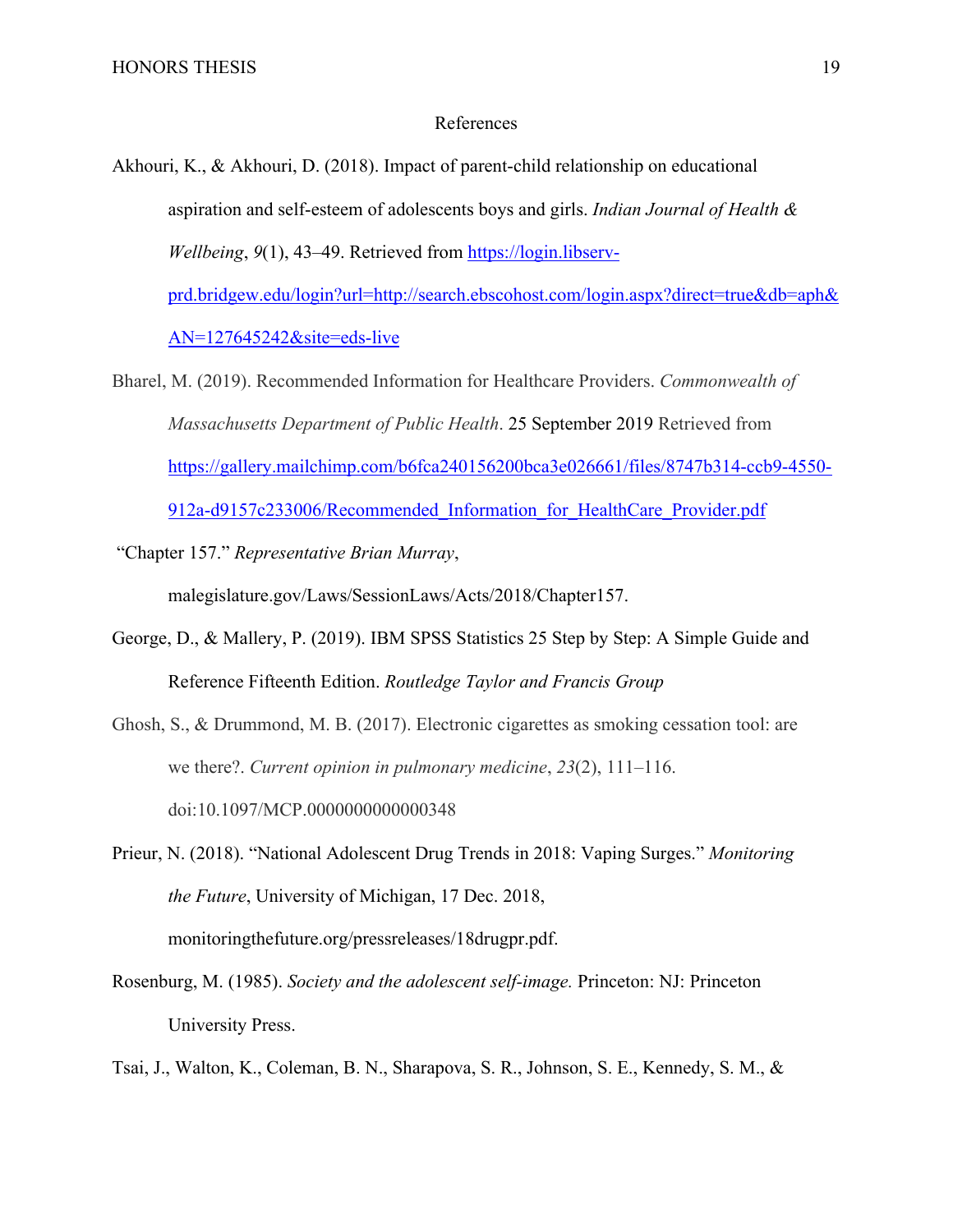References

Akhouri, K., & Akhouri, D. (2018). Impact of parent-child relationship on educational aspiration and self-esteem of adolescents boys and girls. *Indian Journal of Health & Wellbeing*, *9*(1), 43–49. Retrieved from https://login.libserv-prd.bridgew.edu/login?url=http://search.ebscohost.com/login.aspx?direct=true&db=aph&AN=127645242&site=eds-live

Bharel, M. (2019). Recommended Information for Healthcare Providers. *Commonwealth of Massachusetts Department of Public Health*. 25 September 2019 Retrieved from https://gallery.mailchimp.com/b6fca240156200bca3e026661/files/8747b314-ccb9-4550-912a-d9157c233006/Recommended_Information_for_HealthCare_Provider.pdf

"Chapter 157." *Representative Brian Murray*, malegislature.gov/Laws/SessionLaws/Acts/2018/Chapter157.

George, D., & Mallery, P. (2019). IBM SPSS Statistics 25 Step by Step: A Simple Guide and Reference Fifteenth Edition. *Routledge Taylor and Francis Group*

Ghosh, S., & Drummond, M. B. (2017). Electronic cigarettes as smoking cessation tool: are we there?. *Current opinion in pulmonary medicine*, *23*(2), 111–116. doi:10.1097/MCP.0000000000000348

Prieur, N. (2018). "National Adolescent Drug Trends in 2018: Vaping Surges." *Monitoring the Future*, University of Michigan, 17 Dec. 2018, monitoringthefuture.org/pressreleases/18drugpr.pdf.

Rosenburg, M. (1985). *Society and the adolescent self-image.* Princeton: NJ: Princeton University Press.

Tsai, J., Walton, K., Coleman, B. N., Sharapova, S. R., Johnson, S. E., Kennedy, S. M., &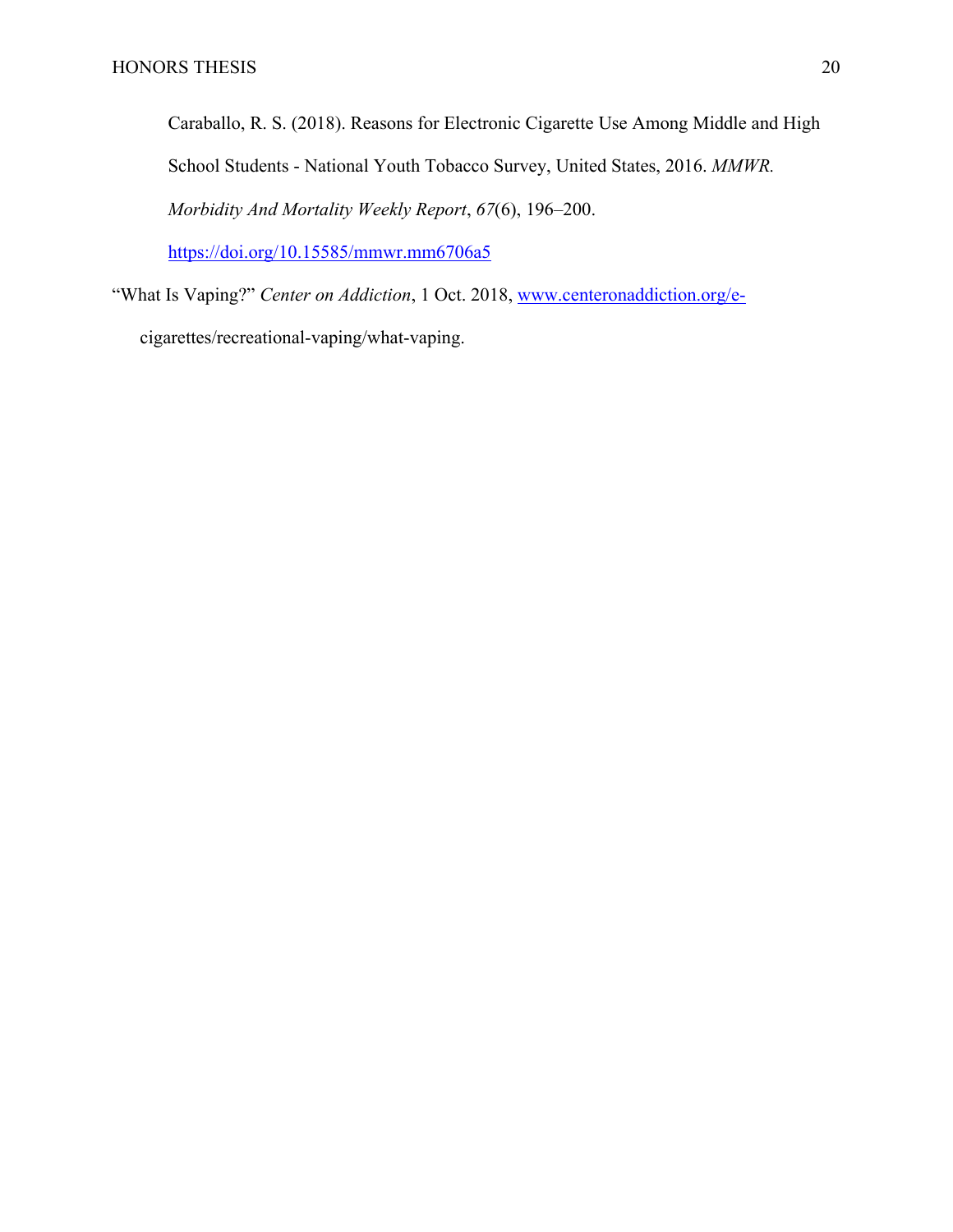Caraballo, R. S. (2018). Reasons for Electronic Cigarette Use Among Middle and High School Students - National Youth Tobacco Survey, United States, 2016. *MMWR. Morbidity And Mortality Weekly Report*, *67*(6), 196–200. https://doi.org/10.15585/mmwr.mm6706a5

"What Is Vaping?" *Center on Addiction*, 1 Oct. 2018, www.centeronaddiction.org/e-cigarettes/recreational-vaping/what-vaping.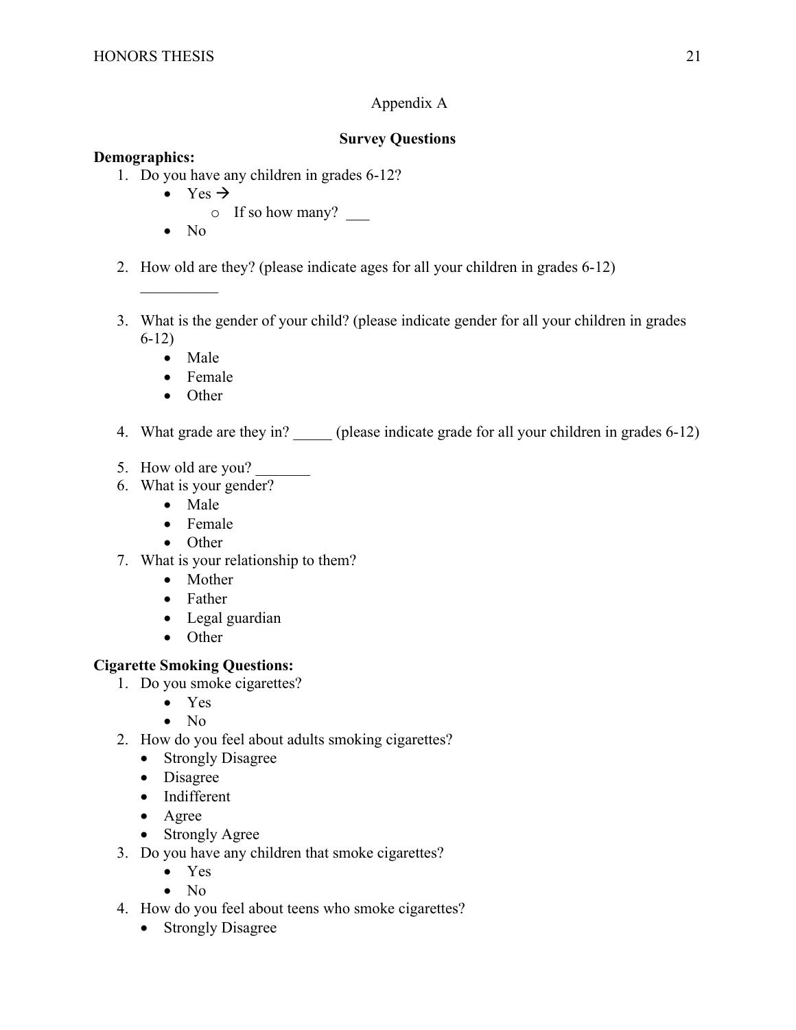Appendix A

**Survey Questions**

**Demographics:**

1. Do you have any children in grades 6-12?
   - Yes →
     - If so how many? ___
   - No
2. How old are they? (please indicate ages for all your children in grades 6-12) __________
3. What is the gender of your child? (please indicate gender for all your children in grades 6-12)
   - Male
   - Female
   - Other
4. What grade are they in? _____ (please indicate grade for all your children in grades 6-12)
5. How old are you? _______
6. What is your gender?
   - Male
   - Female
   - Other
7. What is your relationship to them?
   - Mother
   - Father
   - Legal guardian
   - Other

**Cigarette Smoking Questions:**

1. Do you smoke cigarettes?
   - Yes
   - No
2. How do you feel about adults smoking cigarettes?
   - Strongly Disagree
   - Disagree
   - Indifferent
   - Agree
   - Strongly Agree
3. Do you have any children that smoke cigarettes?
   - Yes
   - No
4. How do you feel about teens who smoke cigarettes?
   - Strongly Disagree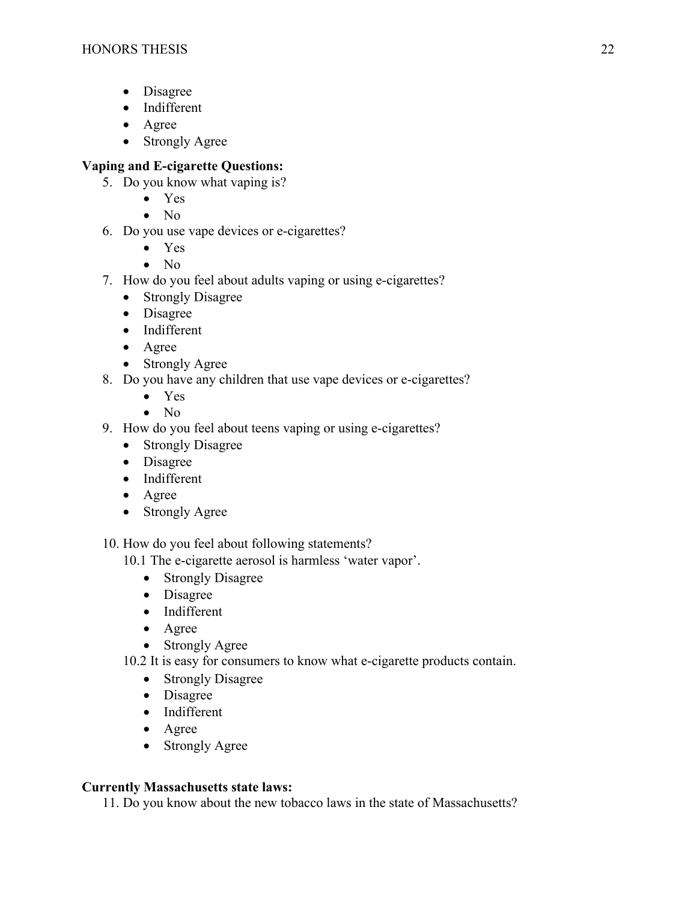- Disagree
- Indifferent
- Agree
- Strongly Agree

**Vaping and E-cigarette Questions:**

5. Do you know what vaping is?
    - Yes
    - No
6. Do you use vape devices or e-cigarettes?
    - Yes
    - No
7. How do you feel about adults vaping or using e-cigarettes?
    - Strongly Disagree
    - Disagree
    - Indifferent
    - Agree
    - Strongly Agree
8. Do you have any children that use vape devices or e-cigarettes?
    - Yes
    - No
9. How do you feel about teens vaping or using e-cigarettes?
    - Strongly Disagree
    - Disagree
    - Indifferent
    - Agree
    - Strongly Agree

10. How do you feel about following statements?

    10.1 The e-cigarette aerosol is harmless 'water vapor'.
    - Strongly Disagree
    - Disagree
    - Indifferent
    - Agree
    - Strongly Agree

    10.2 It is easy for consumers to know what e-cigarette products contain.
    - Strongly Disagree
    - Disagree
    - Indifferent
    - Agree
    - Strongly Agree

**Currently Massachusetts state laws:**

11. Do you know about the new tobacco laws in the state of Massachusetts?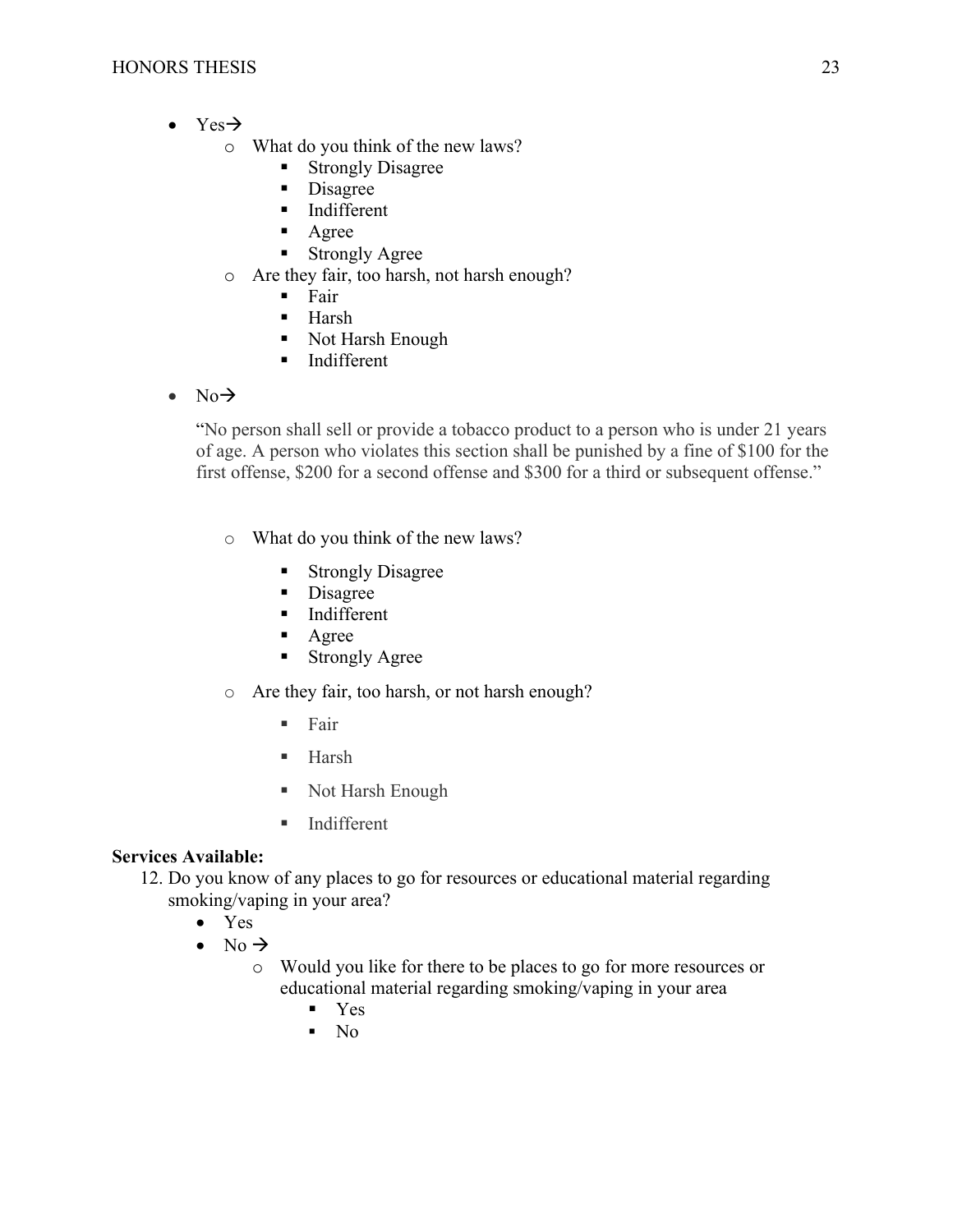- Yes→
  - What do you think of the new laws?
    - Strongly Disagree
    - Disagree
    - Indifferent
    - Agree
    - Strongly Agree
  - Are they fair, too harsh, not harsh enough?
    - Fair
    - Harsh
    - Not Harsh Enough
    - Indifferent
- No→

  "No person shall sell or provide a tobacco product to a person who is under 21 years of age. A person who violates this section shall be punished by a fine of $100 for the first offense, $200 for a second offense and $300 for a third or subsequent offense."

  - What do you think of the new laws?
    - Strongly Disagree
    - Disagree
    - Indifferent
    - Agree
    - Strongly Agree
  - Are they fair, too harsh, or not harsh enough?
    - Fair
    - Harsh
    - Not Harsh Enough
    - Indifferent

**Services Available:**

12. Do you know of any places to go for resources or educational material regarding smoking/vaping in your area?
    - Yes
    - No →
      - Would you like for there to be places to go for more resources or educational material regarding smoking/vaping in your area
        - Yes
        - No